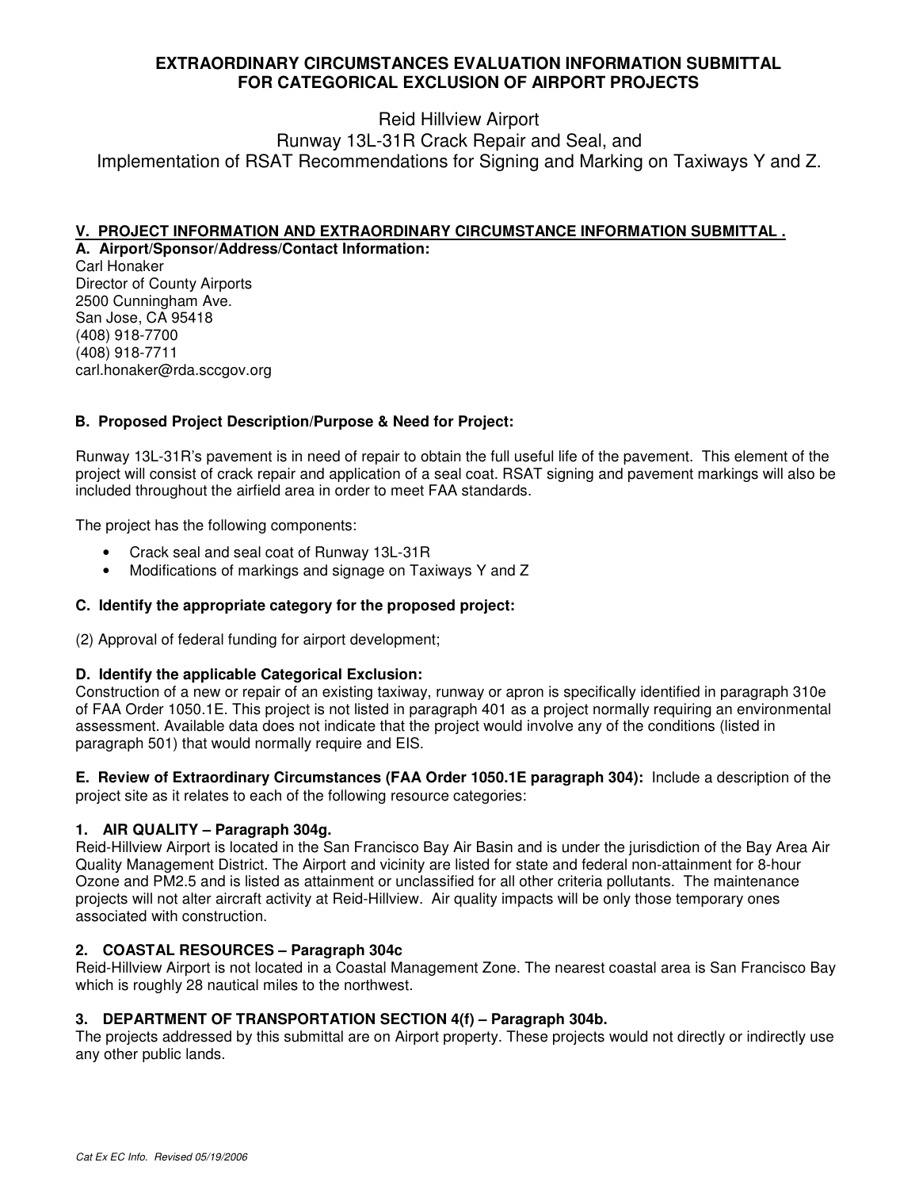# EXTRAORDINARY CIRCUMSTANCES EVALUATION INFORMATION SUBMITTAL FOR CATEGORICAL EXCLUSION OF AIRPORT PROJECTS

Reid Hillview Airport
Runway 13L-31R Crack Repair and Seal, and
Implementation of RSAT Recommendations for Signing and Marking on Taxiways Y and Z.

## V. PROJECT INFORMATION AND EXTRAORDINARY CIRCUMSTANCE INFORMATION SUBMITTAL .

### A. Airport/Sponsor/Address/Contact Information:

Carl Honaker
Director of County Airports
2500 Cunningham Ave.
San Jose, CA 95418
(408) 918-7700
(408) 918-7711
carl.honaker@rda.sccgov.org

### B. Proposed Project Description/Purpose & Need for Project:

Runway 13L-31R's pavement is in need of repair to obtain the full useful life of the pavement. This element of the project will consist of crack repair and application of a seal coat. RSAT signing and pavement markings will also be included throughout the airfield area in order to meet FAA standards.

The project has the following components:

- Crack seal and seal coat of Runway 13L-31R
- Modifications of markings and signage on Taxiways Y and Z

### C. Identify the appropriate category for the proposed project:

(2) Approval of federal funding for airport development;

### D. Identify the applicable Categorical Exclusion:

Construction of a new or repair of an existing taxiway, runway or apron is specifically identified in paragraph 310e of FAA Order 1050.1E. This project is not listed in paragraph 401 as a project normally requiring an environmental assessment. Available data does not indicate that the project would involve any of the conditions (listed in paragraph 501) that would normally require and EIS.

**E. Review of Extraordinary Circumstances (FAA Order 1050.1E paragraph 304):** Include a description of the project site as it relates to each of the following resource categories:

#### 1. AIR QUALITY – Paragraph 304g.

Reid-Hillview Airport is located in the San Francisco Bay Air Basin and is under the jurisdiction of the Bay Area Air Quality Management District. The Airport and vicinity are listed for state and federal non-attainment for 8-hour Ozone and PM2.5 and is listed as attainment or unclassified for all other criteria pollutants. The maintenance projects will not alter aircraft activity at Reid-Hillview. Air quality impacts will be only those temporary ones associated with construction.

#### 2. COASTAL RESOURCES – Paragraph 304c

Reid-Hillview Airport is not located in a Coastal Management Zone. The nearest coastal area is San Francisco Bay which is roughly 28 nautical miles to the northwest.

#### 3. DEPARTMENT OF TRANSPORTATION SECTION 4(f) – Paragraph 304b.

The projects addressed by this submittal are on Airport property. These projects would not directly or indirectly use any other public lands.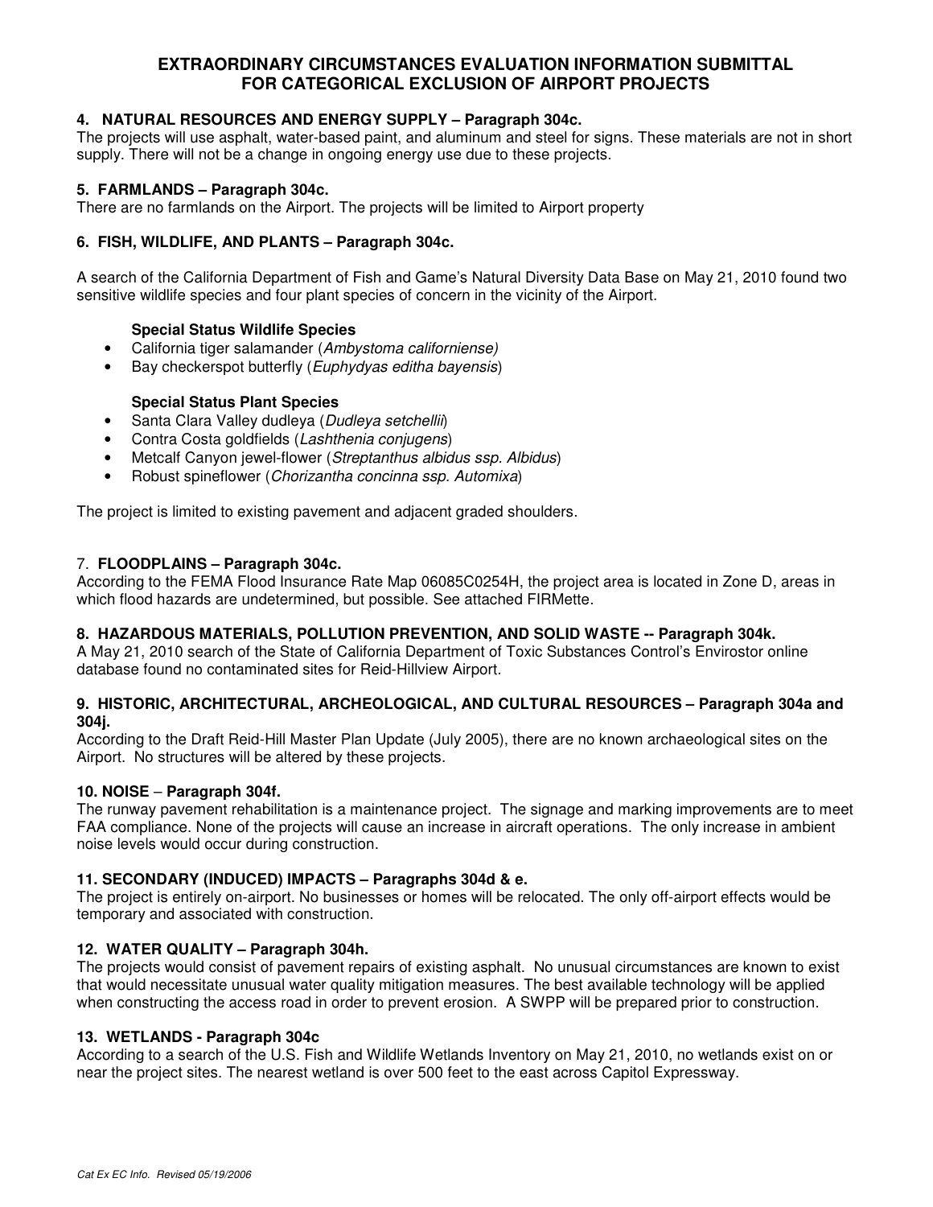# EXTRAORDINARY CIRCUMSTANCES EVALUATION INFORMATION SUBMITTAL FOR CATEGORICAL EXCLUSION OF AIRPORT PROJECTS

### 4. NATURAL RESOURCES AND ENERGY SUPPLY – Paragraph 304c.

The projects will use asphalt, water-based paint, and aluminum and steel for signs. These materials are not in short supply. There will not be a change in ongoing energy use due to these projects.

### 5. FARMLANDS – Paragraph 304c.

There are no farmlands on the Airport. The projects will be limited to Airport property

### 6. FISH, WILDLIFE, AND PLANTS – Paragraph 304c.

A search of the California Department of Fish and Game's Natural Diversity Data Base on May 21, 2010 found two sensitive wildlife species and four plant species of concern in the vicinity of the Airport.

**Special Status Wildlife Species**

- California tiger salamander (*Ambystoma californiense)*
- Bay checkerspot butterfly (*Euphydyas editha bayensis*)

**Special Status Plant Species**

- Santa Clara Valley dudleya (*Dudleya setchellii*)
- Contra Costa goldfields (*Lashthenia conjugens*)
- Metcalf Canyon jewel-flower (*Streptanthus albidus ssp. Albidus*)
- Robust spineflower (*Chorizantha concinna ssp. Automixa*)

The project is limited to existing pavement and adjacent graded shoulders.

### 7. FLOODPLAINS – Paragraph 304c.

According to the FEMA Flood Insurance Rate Map 06085C0254H, the project area is located in Zone D, areas in which flood hazards are undetermined, but possible. See attached FIRMette.

### 8. HAZARDOUS MATERIALS, POLLUTION PREVENTION, AND SOLID WASTE -- Paragraph 304k.

A May 21, 2010 search of the State of California Department of Toxic Substances Control's Envirostor online database found no contaminated sites for Reid-Hillview Airport.

### 9. HISTORIC, ARCHITECTURAL, ARCHEOLOGICAL, AND CULTURAL RESOURCES – Paragraph 304a and 304j.

According to the Draft Reid-Hill Master Plan Update (July 2005), there are no known archaeological sites on the Airport. No structures will be altered by these projects.

### 10. NOISE – Paragraph 304f.

The runway pavement rehabilitation is a maintenance project. The signage and marking improvements are to meet FAA compliance. None of the projects will cause an increase in aircraft operations. The only increase in ambient noise levels would occur during construction.

### 11. SECONDARY (INDUCED) IMPACTS – Paragraphs 304d & e.

The project is entirely on-airport. No businesses or homes will be relocated. The only off-airport effects would be temporary and associated with construction.

### 12. WATER QUALITY – Paragraph 304h.

The projects would consist of pavement repairs of existing asphalt. No unusual circumstances are known to exist that would necessitate unusual water quality mitigation measures. The best available technology will be applied when constructing the access road in order to prevent erosion. A SWPP will be prepared prior to construction.

### 13. WETLANDS - Paragraph 304c

According to a search of the U.S. Fish and Wildlife Wetlands Inventory on May 21, 2010, no wetlands exist on or near the project sites. The nearest wetland is over 500 feet to the east across Capitol Expressway.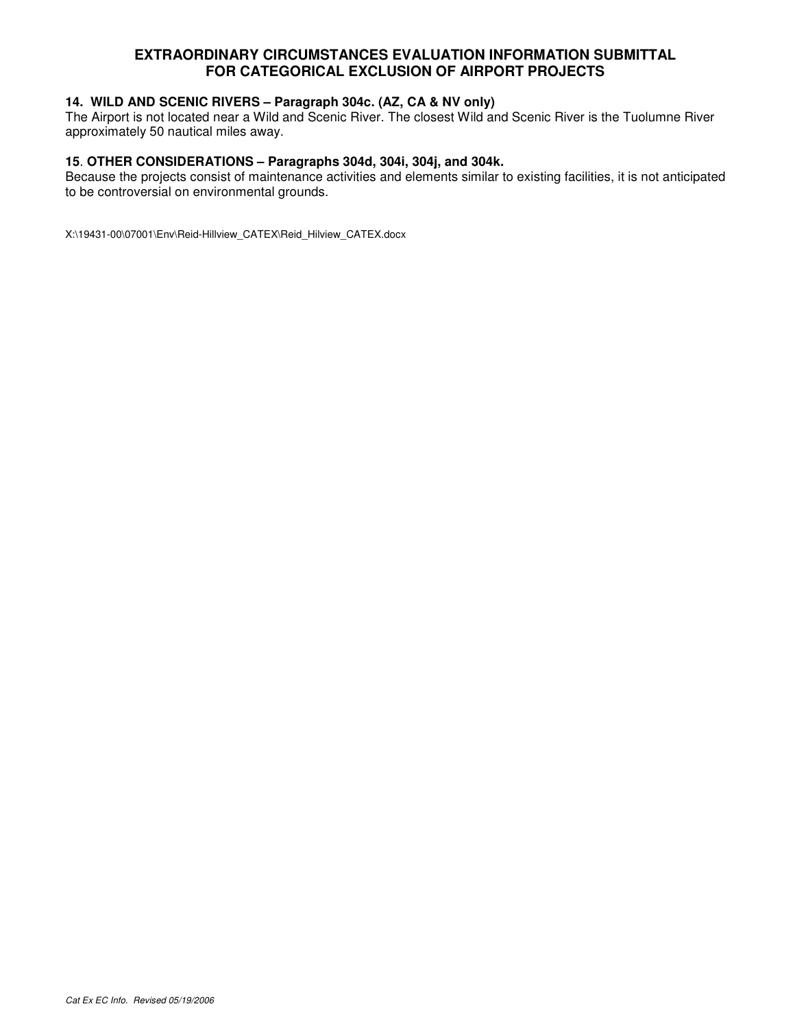# EXTRAORDINARY CIRCUMSTANCES EVALUATION INFORMATION SUBMITTAL FOR CATEGORICAL EXCLUSION OF AIRPORT PROJECTS

**14. WILD AND SCENIC RIVERS – Paragraph 304c. (AZ, CA & NV only)**

The Airport is not located near a Wild and Scenic River. The closest Wild and Scenic River is the Tuolumne River approximately 50 nautical miles away.

**15. OTHER CONSIDERATIONS – Paragraphs 304d, 304i, 304j, and 304k.**

Because the projects consist of maintenance activities and elements similar to existing facilities, it is not anticipated to be controversial on environmental grounds.

X:\19431-00\07001\Env\Reid-Hillview_CATEX\Reid_Hilview_CATEX.docx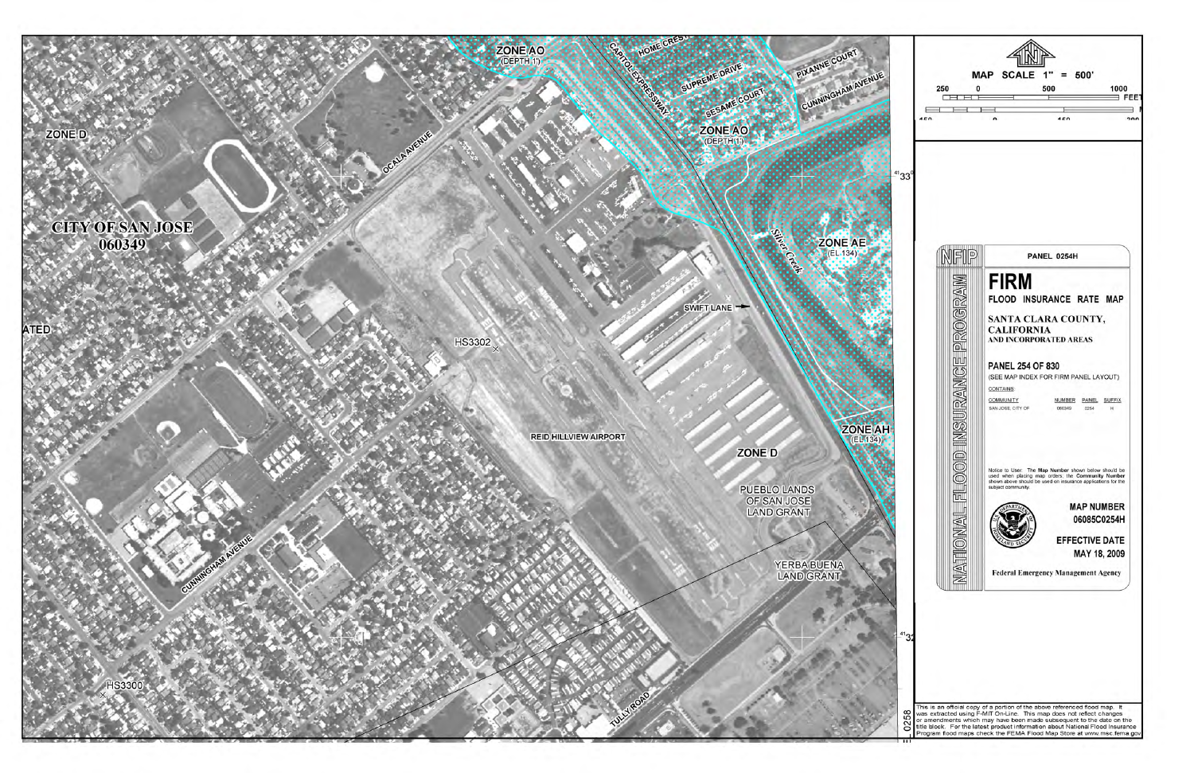ZONE AO
(DEPTH 1')

HOME CREST

CAPITOL EXPRESSWAY

SUPREME DRIVE

SESAME COURT

PIXANNE COURT

CUNNINGHAM AVENUE

ZONE AO
(DEPTH 1')

ZONE D

OCALA AVENUE

CITY OF SAN JOSE
060349

Silver Creek

ZONE AE
(EL 134)

ATED

SWIFT LANE

HS3302

REID HILLVIEW AIRPORT

ZONE AH
(EL 134)

ZONE D

PUEBLO LANDS
OF SAN JOSE
LAND GRANT

CUNNINGHAM AVENUE

YERBA BUENA
LAND GRANT

HS3300

TULLY ROAD

MAP SCALE 1" = 500'

250 0 500 1000 FEET

NFIP

PANEL 0254H

# FIRM

FLOOD INSURANCE RATE MAP

**SANTA CLARA COUNTY, CALIFORNIA**
**AND INCORPORATED AREAS**

**PANEL 254 OF 830**

(SEE MAP INDEX FOR FIRM PANEL LAYOUT)

CONTAINS:

| COMMUNITY | NUMBER | PANEL | SUFFIX |
|---|---|---|---|
| SAN JOSE, CITY OF | 060349 | 0254 | H |

Notice to User: The **Map Number** shown below should be used when placing map orders; the **Community Number** shown above should be used on insurance applications for the subject community.

**MAP NUMBER**
**06085C0254H**

**EFFECTIVE DATE**
**MAY 18, 2009**

**Federal Emergency Management Agency**

NATIONAL FLOOD INSURANCE PROGRAM

This is an official copy of a portion of the above referenced flood map. It was extracted using F-MIT On-Line. This map does not reflect changes or amendments which may have been made subsequent to the date on the title block. For the latest product information about National Flood Insurance Program flood maps check the FEMA Flood Map Store at www.msc.fema.gov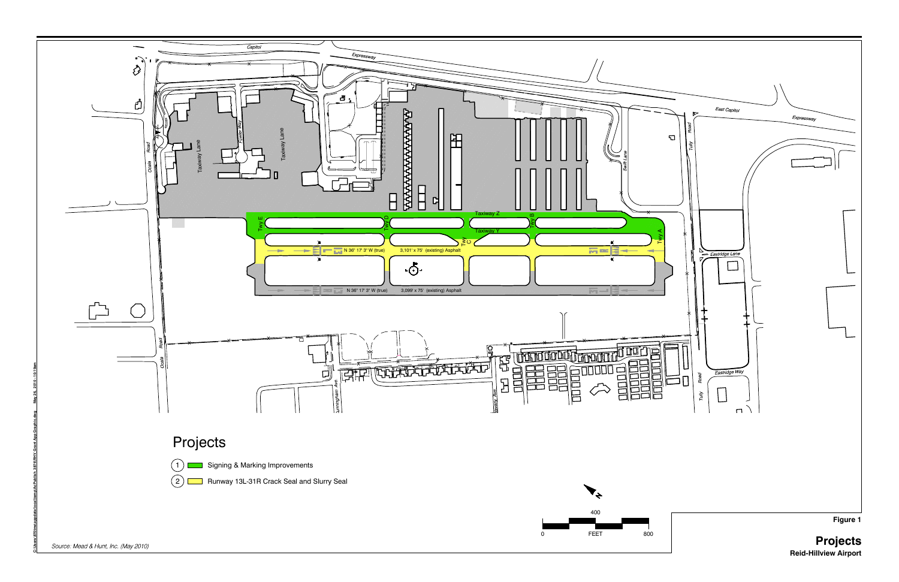Capitol

Expressway

East Capitol

Expressway

Ocala Road

Taxiway Lane

Fowler Way

Taxiway Lane

Tully Road

Swift Lane

Taxiway Z

Taxiway Y

Twy E

Twy D

Twy C

Twy B

Twy A

N 36° 17' 3" W (true)

3,101' x 75' (existing) Asphalt

N 36° 17' 3" W (true)

3,099' x 75' (existing) Asphalt

Eastridge Lane

Eastridge Way

Cunningham Ave

Tully Road

# Projects

1 Signing & Marking Improvements

2 Runway 13L-31R Crack Seal and Slurry Seal

0 400 800

FEET

*Source: Mead & Hunt, Inc. (May 2010)*

**Figure 1**

**Projects**

**Reid-Hillview Airport**